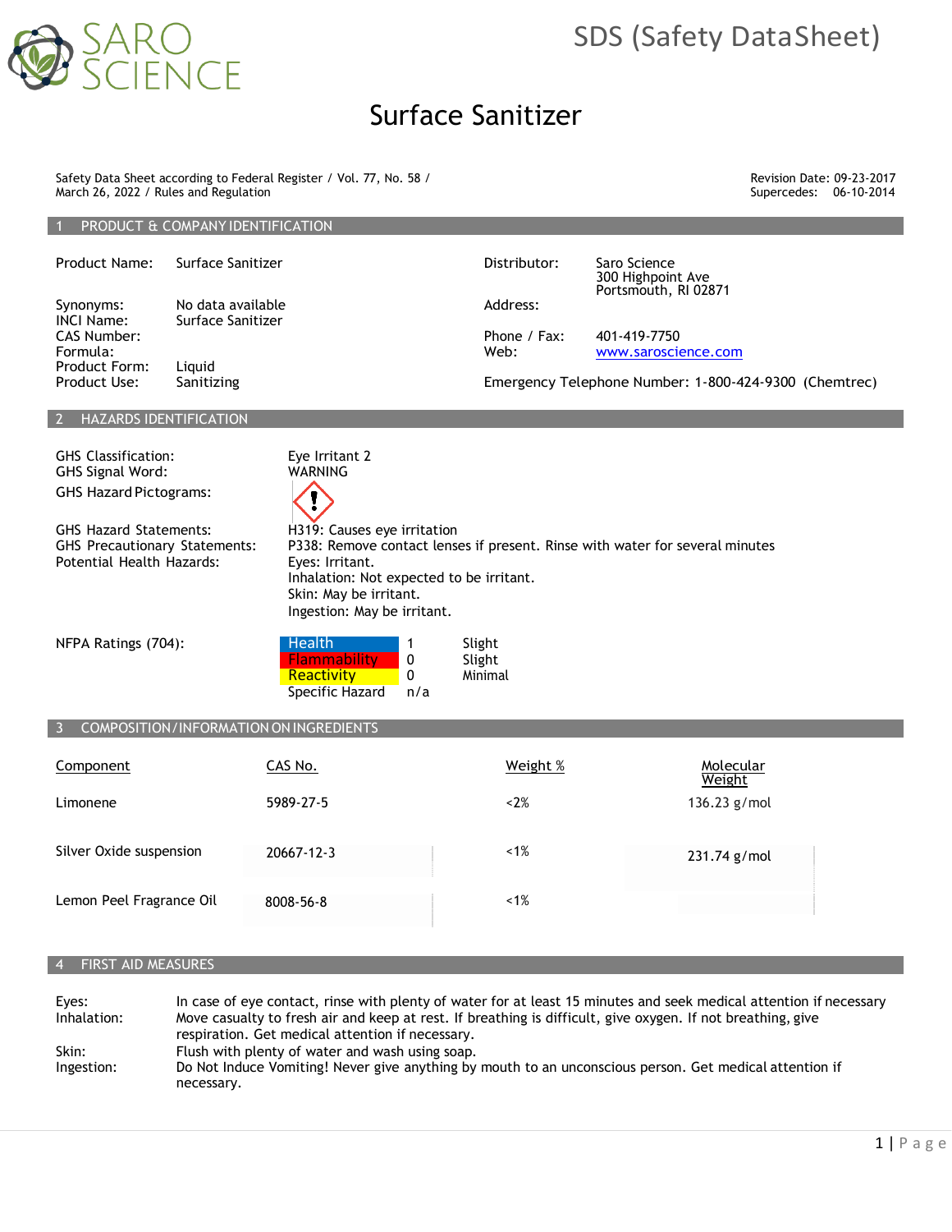SARO SCIENCE

SDS (Safety DataSheet)

# Surface Sanitizer

Safety Data Sheet according to Federal Register / Vol. 77, No. 58 / March 26, 2022 / Rules and Regulation

Revision Date: 09-23-2017
Supercedes: 06-10-2014

## 1 PRODUCT & COMPANY IDENTIFICATION

| | |
|---|---|
| Product Name: | Surface Sanitizer |
| Synonyms: | No data available |
| INCI Name: | Surface Sanitizer |
| CAS Number: | |
| Formula: | |
| Product Form: | Liquid |
| Product Use: | Sanitizing |

| | |
|---|---|
| Distributor: | Saro Science |
| Address: | 300 Highpoint Ave, Portsmouth, RI 02871 |
| Phone / Fax: | 401-419-7750 |
| Web: | www.saroscience.com |

Emergency Telephone Number: 1-800-424-9300 (Chemtrec)

## 2 HAZARDS IDENTIFICATION

| | |
|---|---|
| GHS Classification: | Eye Irritant 2 |
| GHS Signal Word: | WARNING |
| GHS Hazard Pictograms: | (exclamation mark) |
| GHS Hazard Statements: | H319: Causes eye irritation |
| GHS Precautionary Statements: | P338: Remove contact lenses if present. Rinse with water for several minutes |
| Potential Health Hazards: | Eyes: Irritant.<br>Inhalation: Not expected to be irritant.<br>Skin: May be irritant.<br>Ingestion: May be irritant. |

NFPA Ratings (704):

| | | |
|---|---|---|
| Health | 1 | Slight |
| Flammability | 0 | Slight |
| Reactivity | 0 | Minimal |
| Specific Hazard | n/a | |

## 3 COMPOSITION/INFORMATION ON INGREDIENTS

| Component | CAS No. | Weight % | Molecular Weight |
|---|---|---|---|
| Limonene | 5989-27-5 | <2% | 136.23 g/mol |
| Silver Oxide suspension | 20667-12-3 | <1% | 231.74 g/mol |
| Lemon Peel Fragrance Oil | 8008-56-8 | <1% | |

## 4 FIRST AID MEASURES

| | |
|---|---|
| Eyes: | In case of eye contact, rinse with plenty of water for at least 15 minutes and seek medical attention if necessary |
| Inhalation: | Move casualty to fresh air and keep at rest. If breathing is difficult, give oxygen. If not breathing, give respiration. Get medical attention if necessary. |
| Skin: | Flush with plenty of water and wash using soap. |
| Ingestion: | Do Not Induce Vomiting! Never give anything by mouth to an unconscious person. Get medical attention if necessary. |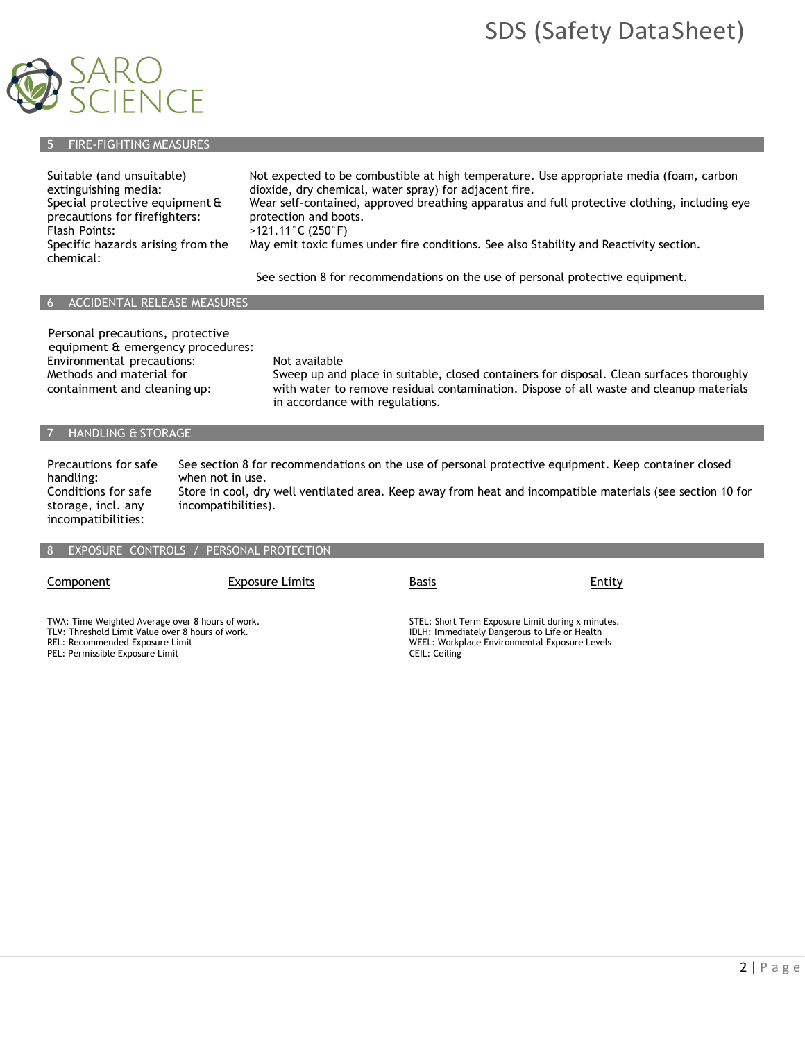## 5 FIRE-FIGHTING MEASURES

| | |
|---|---|
| Suitable (and unsuitable) extinguishing media: | Not expected to be combustible at high temperature. Use appropriate media (foam, carbon dioxide, dry chemical, water spray) for adjacent fire. |
| Special protective equipment & precautions for firefighters: | Wear self-contained, approved breathing apparatus and full protective clothing, including eye protection and boots. |
| Flash Points: | >121.11°C (250°F) |
| Specific hazards arising from the chemical: | May emit toxic fumes under fire conditions. See also Stability and Reactivity section. |

See section 8 for recommendations on the use of personal protective equipment.

## 6 ACCIDENTAL RELEASE MEASURES

| | |
|---|---|
| Personal precautions, protective equipment & emergency procedures: | |
| Environmental precautions: | Not available |
| Methods and material for containment and cleaning up: | Sweep up and place in suitable, closed containers for disposal. Clean surfaces thoroughly with water to remove residual contamination. Dispose of all waste and cleanup materials in accordance with regulations. |

## 7 HANDLING & STORAGE

| | |
|---|---|
| Precautions for safe handling: | See section 8 for recommendations on the use of personal protective equipment. Keep container closed when not in use. |
| Conditions for safe storage, incl. any incompatibilities: | Store in cool, dry well ventilated area. Keep away from heat and incompatible materials (see section 10 for incompatibilities). |

## 8 EXPOSURE CONTROLS / PERSONAL PROTECTION

| Component | Exposure Limits | Basis | Entity |
|---|---|---|---|

TWA: Time Weighted Average over 8 hours of work.
TLV: Threshold Limit Value over 8 hours of work.
REL: Recommended Exposure Limit
PEL: Permissible Exposure Limit

STEL: Short Term Exposure Limit during x minutes.
IDLH: Immediately Dangerous to Life or Health
WEEL: Workplace Environmental Exposure Levels
CEIL: Ceiling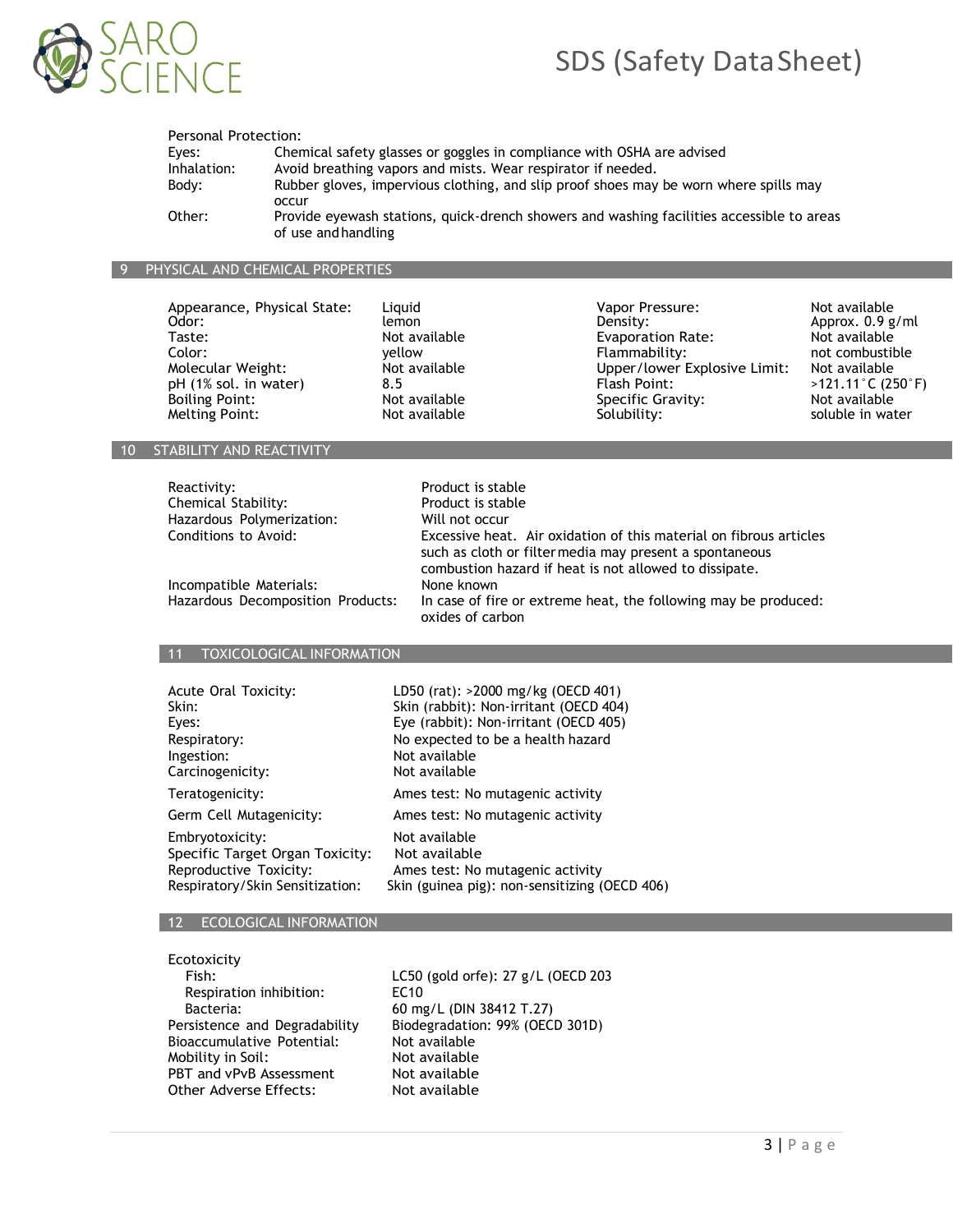Personal Protection:

| | |
|---|---|
| Eyes: | Chemical safety glasses or goggles in compliance with OSHA are advised |
| Inhalation: | Avoid breathing vapors and mists. Wear respirator if needed. |
| Body: | Rubber gloves, impervious clothing, and slip proof shoes may be worn where spills may occur |
| Other: | Provide eyewash stations, quick-drench showers and washing facilities accessible to areas of use and handling |

## 9 PHYSICAL AND CHEMICAL PROPERTIES

| | | | |
|---|---|---|---|
| Appearance, Physical State: | Liquid | Vapor Pressure: | Not available |
| Odor: | lemon | Density: | Approx. 0.9 g/ml |
| Taste: | Not available | Evaporation Rate: | Not available |
| Color: | yellow | Flammability: | not combustible |
| Molecular Weight: | Not available | Upper/lower Explosive Limit: | Not available |
| pH (1% sol. in water) | 8.5 | Flash Point: | >121.11°C (250°F) |
| Boiling Point: | Not available | Specific Gravity: | Not available |
| Melting Point: | Not available | Solubility: | soluble in water |

## 10 STABILITY AND REACTIVITY

| | |
|---|---|
| Reactivity: | Product is stable |
| Chemical Stability: | Product is stable |
| Hazardous Polymerization: | Will not occur |
| Conditions to Avoid: | Excessive heat. Air oxidation of this material on fibrous articles such as cloth or filter media may present a spontaneous combustion hazard if heat is not allowed to dissipate. |
| Incompatible Materials: | None known |
| Hazardous Decomposition Products: | In case of fire or extreme heat, the following may be produced: oxides of carbon |

## 11 TOXICOLOGICAL INFORMATION

| | |
|---|---|
| Acute Oral Toxicity: | LD50 (rat): >2000 mg/kg (OECD 401) |
| Skin: | Skin (rabbit): Non-irritant (OECD 404) |
| Eyes: | Eye (rabbit): Non-irritant (OECD 405) |
| Respiratory: | No expected to be a health hazard |
| Ingestion: | Not available |
| Carcinogenicity: | Not available |
| Teratogenicity: | Ames test: No mutagenic activity |
| Germ Cell Mutagenicity: | Ames test: No mutagenic activity |
| Embryotoxicity: | Not available |
| Specific Target Organ Toxicity: | Not available |
| Reproductive Toxicity: | Ames test: No mutagenic activity |
| Respiratory/Skin Sensitization: | Skin (guinea pig): non-sensitizing (OECD 406) |

## 12 ECOLOGICAL INFORMATION

| | |
|---|---|
| Ecotoxicity | |
| Fish: | LC50 (gold orfe): 27 g/L (OECD 203 |
| Respiration inhibition: | EC10 |
| Bacteria: | 60 mg/L (DIN 38412 T.27) |
| Persistence and Degradability | Biodegradation: 99% (OECD 301D) |
| Bioaccumulative Potential: | Not available |
| Mobility in Soil: | Not available |
| PBT and vPvB Assessment | Not available |
| Other Adverse Effects: | Not available |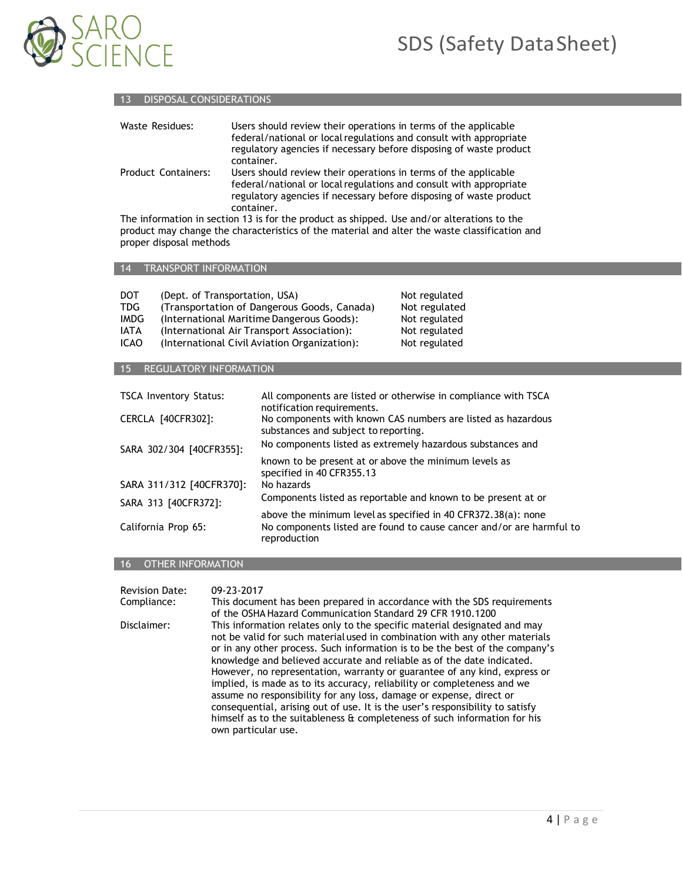## 13 DISPOSAL CONSIDERATIONS

| | |
|---|---|
| Waste Residues: | Users should review their operations in terms of the applicable federal/national or local regulations and consult with appropriate regulatory agencies if necessary before disposing of waste product container. |
| Product Containers: | Users should review their operations in terms of the applicable federal/national or local regulations and consult with appropriate regulatory agencies if necessary before disposing of waste product container. |

The information in section 13 is for the product as shipped. Use and/or alterations to the product may change the characteristics of the material and alter the waste classification and proper disposal methods

## 14 TRANSPORT INFORMATION

| | | |
|---|---|---|
| DOT | (Dept. of Transportation, USA) | Not regulated |
| TDG | (Transportation of Dangerous Goods, Canada) | Not regulated |
| IMDG | (International Maritime Dangerous Goods): | Not regulated |
| IATA | (International Air Transport Association): | Not regulated |
| ICAO | (International Civil Aviation Organization): | Not regulated |

## 15 REGULATORY INFORMATION

| | |
|---|---|
| TSCA Inventory Status: | All components are listed or otherwise in compliance with TSCA notification requirements. |
| CERCLA [40CFR302]: | No components with known CAS numbers are listed as hazardous substances and subject to reporting. |
| SARA 302/304 [40CFR355]: | No components listed as extremely hazardous substances and known to be present at or above the minimum levels as specified in 40 CFR355.13 |
| SARA 311/312 [40CFR370]: | No hazards |
| SARA 313 [40CFR372]: | Components listed as reportable and known to be present at or above the minimum level as specified in 40 CFR372.38(a): none |
| California Prop 65: | No components listed are found to cause cancer and/or are harmful to reproduction |

## 16 OTHER INFORMATION

| | |
|---|---|
| Revision Date: | 09-23-2017 |
| Compliance: | This document has been prepared in accordance with the SDS requirements of the OSHA Hazard Communication Standard 29 CFR 1910.1200 |
| Disclaimer: | This information relates only to the specific material designated and may not be valid for such material used in combination with any other materials or in any other process. Such information is to be the best of the company's knowledge and believed accurate and reliable as of the date indicated. However, no representation, warranty or guarantee of any kind, express or implied, is made as to its accuracy, reliability or completeness and we assume no responsibility for any loss, damage or expense, direct or consequential, arising out of use. It is the user's responsibility to satisfy himself as to the suitableness & completeness of such information for his own particular use. |